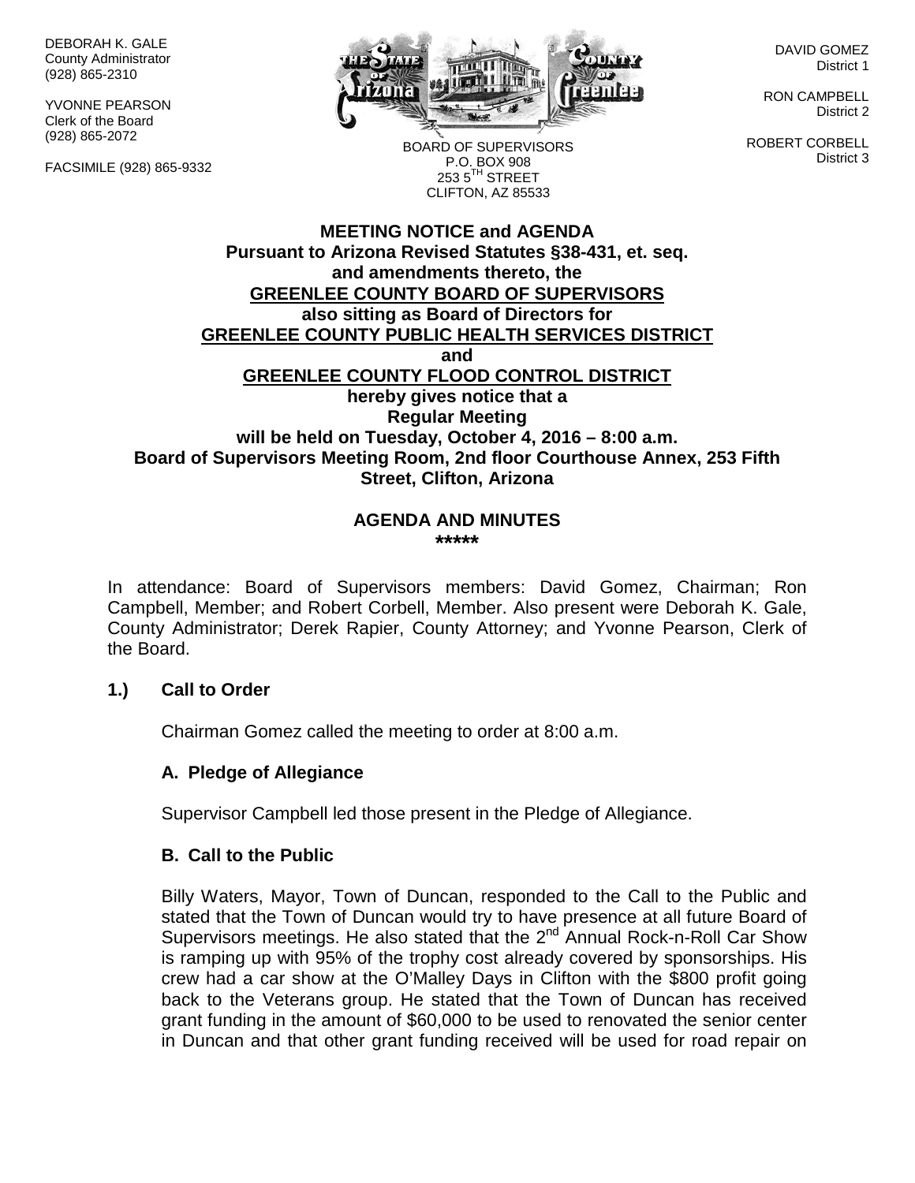DEBORAH K. GALE
County Administrator
(928) 865-2310

YVONNE PEARSON
Clerk of the Board
(928) 865-2072

FACSIMILE (928) 865-9332

BOARD OF SUPERVISORS
P.O. BOX 908
253 5TH STREET
CLIFTON, AZ 85533

DAVID GOMEZ
District 1

RON CAMPBELL
District 2

ROBERT CORBELL
District 3

**MEETING NOTICE and AGENDA**
**Pursuant to Arizona Revised Statutes §38-431, et. seq.**
**and amendments thereto, the**
**GREENLEE COUNTY BOARD OF SUPERVISORS**
**also sitting as Board of Directors for**
**GREENLEE COUNTY PUBLIC HEALTH SERVICES DISTRICT**
**and**
**GREENLEE COUNTY FLOOD CONTROL DISTRICT**
**hereby gives notice that a**
**Regular Meeting**
**will be held on Tuesday, October 4, 2016 – 8:00 a.m.**
**Board of Supervisors Meeting Room, 2nd floor Courthouse Annex, 253 Fifth Street, Clifton, Arizona**

**AGENDA AND MINUTES**
**\*\*\*\*\***

In attendance: Board of Supervisors members: David Gomez, Chairman; Ron Campbell, Member; and Robert Corbell, Member. Also present were Deborah K. Gale, County Administrator; Derek Rapier, County Attorney; and Yvonne Pearson, Clerk of the Board.

### 1.) Call to Order

Chairman Gomez called the meeting to order at 8:00 a.m.

#### A. Pledge of Allegiance

Supervisor Campbell led those present in the Pledge of Allegiance.

#### B. Call to the Public

Billy Waters, Mayor, Town of Duncan, responded to the Call to the Public and stated that the Town of Duncan would try to have presence at all future Board of Supervisors meetings. He also stated that the 2nd Annual Rock-n-Roll Car Show is ramping up with 95% of the trophy cost already covered by sponsorships. His crew had a car show at the O'Malley Days in Clifton with the $800 profit going back to the Veterans group. He stated that the Town of Duncan has received grant funding in the amount of $60,000 to be used to renovated the senior center in Duncan and that other grant funding received will be used for road repair on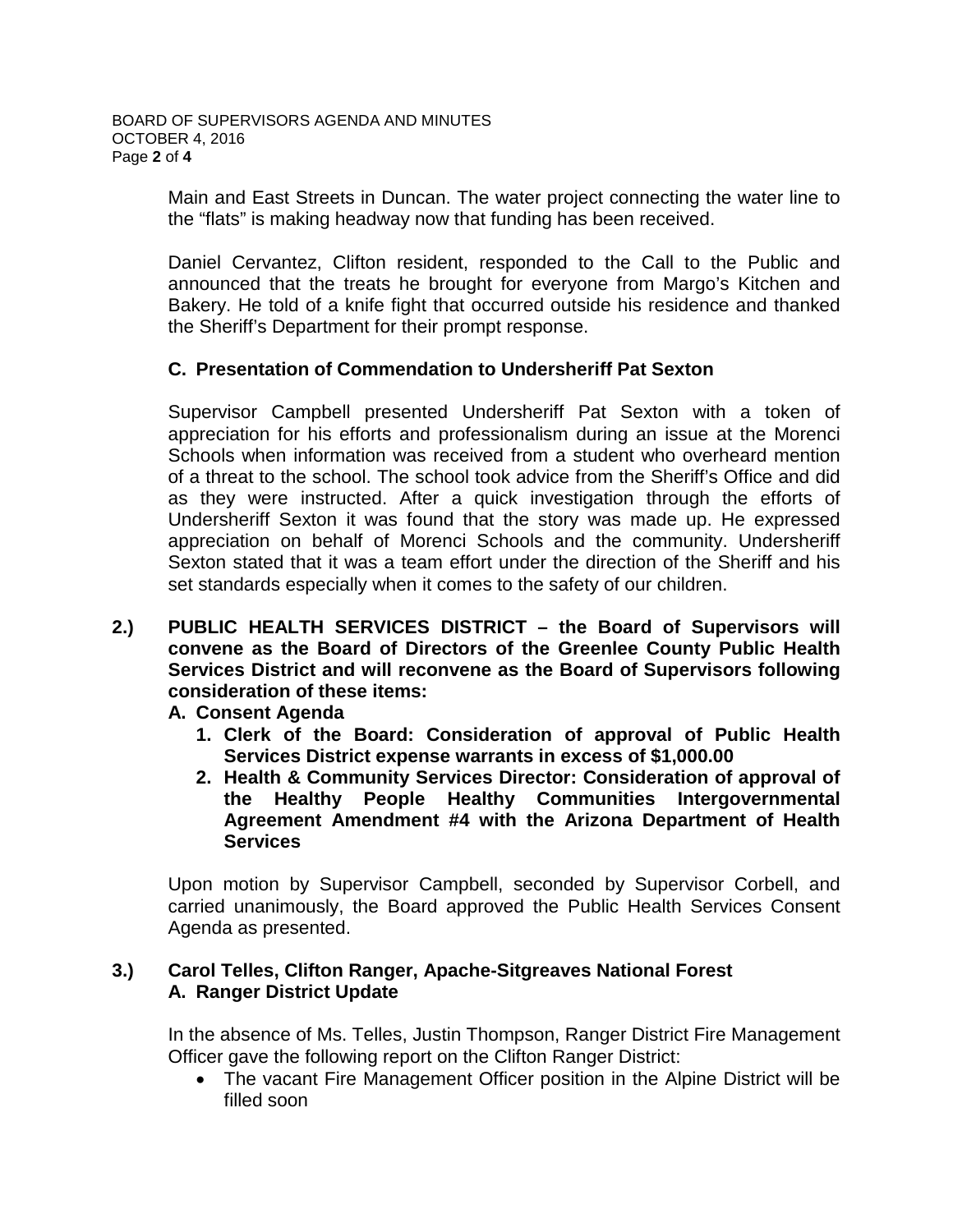Main and East Streets in Duncan. The water project connecting the water line to the "flats" is making headway now that funding has been received.

Daniel Cervantez, Clifton resident, responded to the Call to the Public and announced that the treats he brought for everyone from Margo's Kitchen and Bakery. He told of a knife fight that occurred outside his residence and thanked the Sheriff's Department for their prompt response.

**C. Presentation of Commendation to Undersheriff Pat Sexton**

Supervisor Campbell presented Undersheriff Pat Sexton with a token of appreciation for his efforts and professionalism during an issue at the Morenci Schools when information was received from a student who overheard mention of a threat to the school. The school took advice from the Sheriff's Office and did as they were instructed. After a quick investigation through the efforts of Undersheriff Sexton it was found that the story was made up. He expressed appreciation on behalf of Morenci Schools and the community. Undersheriff Sexton stated that it was a team effort under the direction of the Sheriff and his set standards especially when it comes to the safety of our children.

**2.) PUBLIC HEALTH SERVICES DISTRICT – the Board of Supervisors will convene as the Board of Directors of the Greenlee County Public Health Services District and will reconvene as the Board of Supervisors following consideration of these items:**

**A. Consent Agenda**

1. **Clerk of the Board: Consideration of approval of Public Health Services District expense warrants in excess of $1,000.00**
2. **Health & Community Services Director: Consideration of approval of the Healthy People Healthy Communities Intergovernmental Agreement Amendment #4 with the Arizona Department of Health Services**

Upon motion by Supervisor Campbell, seconded by Supervisor Corbell, and carried unanimously, the Board approved the Public Health Services Consent Agenda as presented.

**3.) Carol Telles, Clifton Ranger, Apache-Sitgreaves National Forest**

**A. Ranger District Update**

In the absence of Ms. Telles, Justin Thompson, Ranger District Fire Management Officer gave the following report on the Clifton Ranger District:

- The vacant Fire Management Officer position in the Alpine District will be filled soon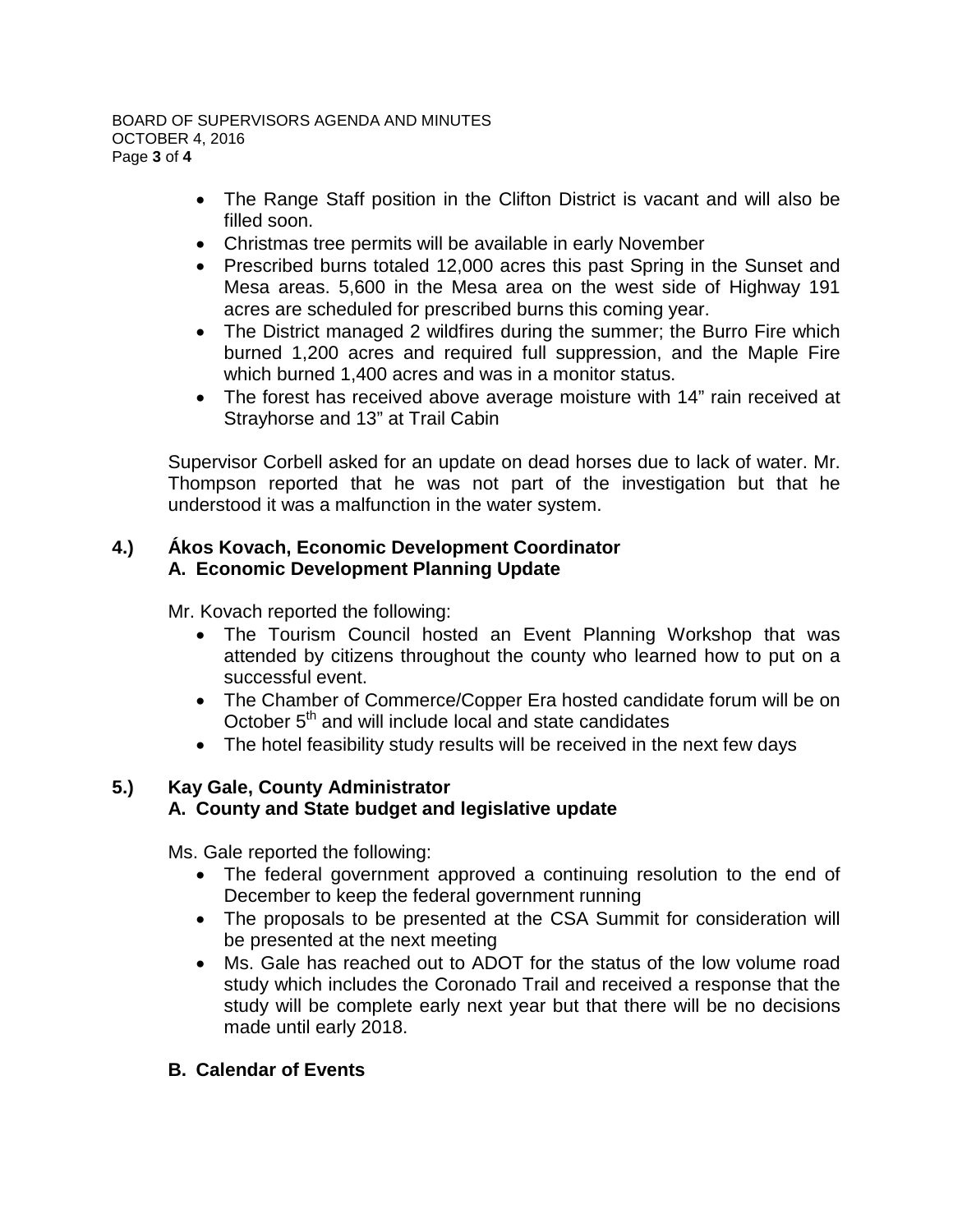- The Range Staff position in the Clifton District is vacant and will also be filled soon.
- Christmas tree permits will be available in early November
- Prescribed burns totaled 12,000 acres this past Spring in the Sunset and Mesa areas. 5,600 in the Mesa area on the west side of Highway 191 acres are scheduled for prescribed burns this coming year.
- The District managed 2 wildfires during the summer; the Burro Fire which burned 1,200 acres and required full suppression, and the Maple Fire which burned 1,400 acres and was in a monitor status.
- The forest has received above average moisture with 14" rain received at Strayhorse and 13" at Trail Cabin

Supervisor Corbell asked for an update on dead horses due to lack of water. Mr. Thompson reported that he was not part of the investigation but that he understood it was a malfunction in the water system.

## 4.) Ákos Kovach, Economic Development Coordinator
### A. Economic Development Planning Update

Mr. Kovach reported the following:

- The Tourism Council hosted an Event Planning Workshop that was attended by citizens throughout the county who learned how to put on a successful event.
- The Chamber of Commerce/Copper Era hosted candidate forum will be on October 5th and will include local and state candidates
- The hotel feasibility study results will be received in the next few days

## 5.) Kay Gale, County Administrator
### A. County and State budget and legislative update

Ms. Gale reported the following:

- The federal government approved a continuing resolution to the end of December to keep the federal government running
- The proposals to be presented at the CSA Summit for consideration will be presented at the next meeting
- Ms. Gale has reached out to ADOT for the status of the low volume road study which includes the Coronado Trail and received a response that the study will be complete early next year but that there will be no decisions made until early 2018.

### B. Calendar of Events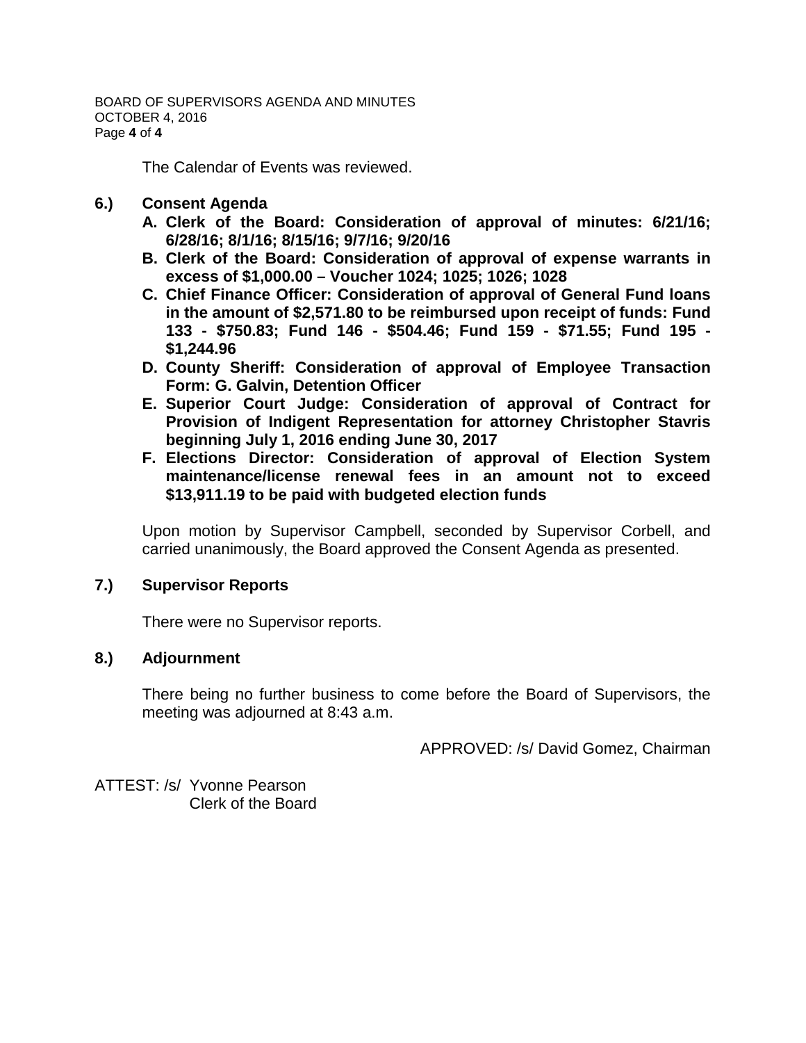The Calendar of Events was reviewed.

**6.) Consent Agenda**

**A. Clerk of the Board: Consideration of approval of minutes: 6/21/16; 6/28/16; 8/1/16; 8/15/16; 9/7/16; 9/20/16**

**B. Clerk of the Board: Consideration of approval of expense warrants in excess of $1,000.00 – Voucher 1024; 1025; 1026; 1028**

**C. Chief Finance Officer: Consideration of approval of General Fund loans in the amount of $2,571.80 to be reimbursed upon receipt of funds: Fund 133 - $750.83; Fund 146 - $504.46; Fund 159 - $71.55; Fund 195 - $1,244.96**

**D. County Sheriff: Consideration of approval of Employee Transaction Form: G. Galvin, Detention Officer**

**E. Superior Court Judge: Consideration of approval of Contract for Provision of Indigent Representation for attorney Christopher Stavris beginning July 1, 2016 ending June 30, 2017**

**F. Elections Director: Consideration of approval of Election System maintenance/license renewal fees in an amount not to exceed $13,911.19 to be paid with budgeted election funds**

Upon motion by Supervisor Campbell, seconded by Supervisor Corbell, and carried unanimously, the Board approved the Consent Agenda as presented.

**7.) Supervisor Reports**

There were no Supervisor reports.

**8.) Adjournment**

There being no further business to come before the Board of Supervisors, the meeting was adjourned at 8:43 a.m.

APPROVED: /s/ David Gomez, Chairman

ATTEST: /s/ Yvonne Pearson
Clerk of the Board